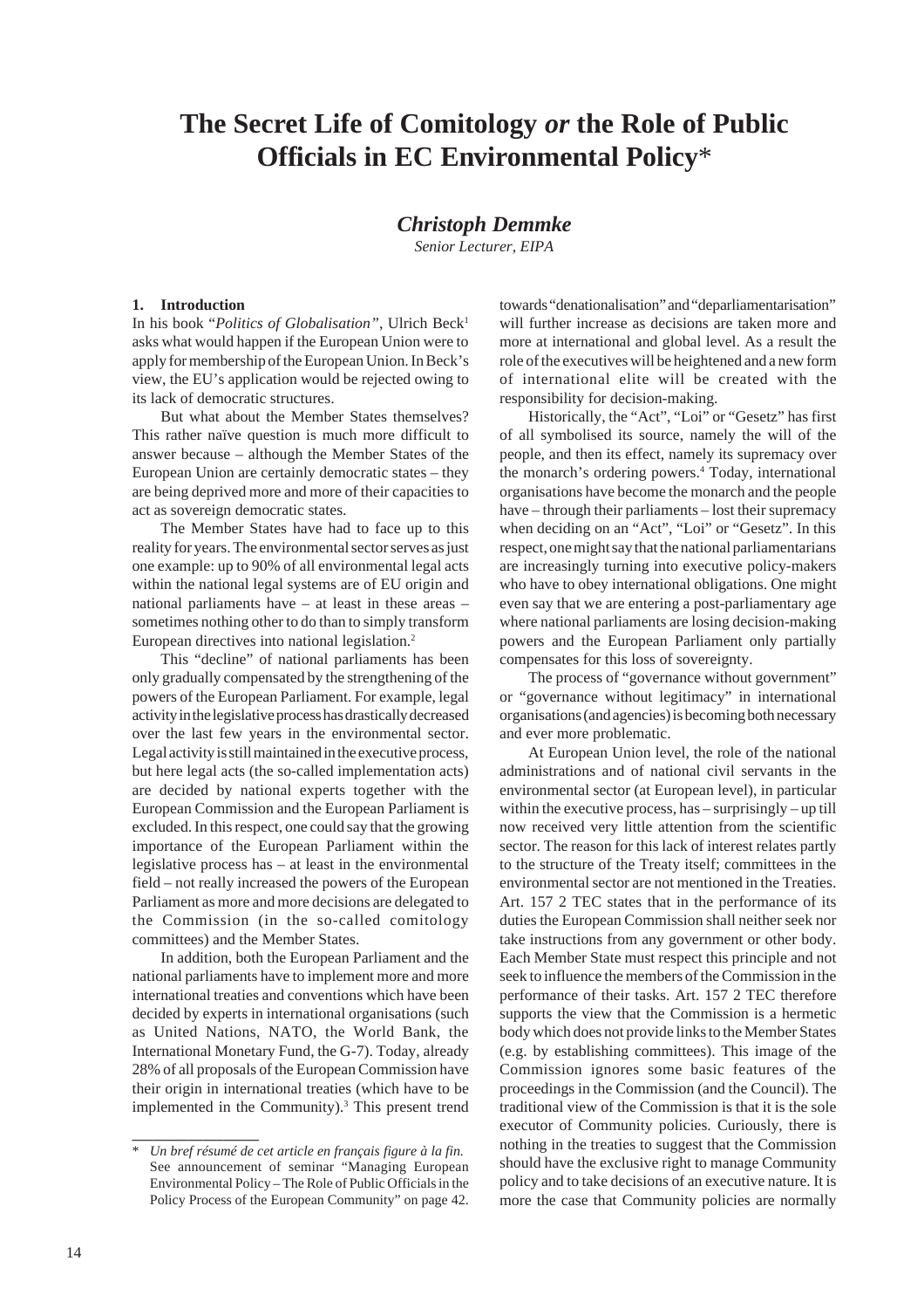# The Secret Life of Comitology *or* the Role of Public Officials in EC Environmental Policy*

***Christoph Demmke***
*Senior Lecturer, EIPA*

## 1. Introduction

In his book "*Politics of Globalisation*", Ulrich Beck[1] asks what would happen if the European Union were to apply for membership of the European Union. In Beck's view, the EU's application would be rejected owing to its lack of democratic structures.

But what about the Member States themselves? This rather naïve question is much more difficult to answer because – although the Member States of the European Union are certainly democratic states – they are being deprived more and more of their capacities to act as sovereign democratic states.

The Member States have had to face up to this reality for years. The environmental sector serves as just one example: up to 90% of all environmental legal acts within the national legal systems are of EU origin and national parliaments have – at least in these areas – sometimes nothing other to do than to simply transform European directives into national legislation.[2]

This "decline" of national parliaments has been only gradually compensated by the strengthening of the powers of the European Parliament. For example, legal activity in the legislative process has drastically decreased over the last few years in the environmental sector. Legal activity is still maintained in the executive process, but here legal acts (the so-called implementation acts) are decided by national experts together with the European Commission and the European Parliament is excluded. In this respect, one could say that the growing importance of the European Parliament within the legislative process has – at least in the environmental field – not really increased the powers of the European Parliament as more and more decisions are delegated to the Commission (in the so-called comitology committees) and the Member States.

In addition, both the European Parliament and the national parliaments have to implement more and more international treaties and conventions which have been decided by experts in international organisations (such as United Nations, NATO, the World Bank, the International Monetary Fund, the G-7). Today, already 28% of all proposals of the European Commission have their origin in international treaties (which have to be implemented in the Community).[3] This present trend towards "denationalisation" and "deparliamentarisation" will further increase as decisions are taken more and more at international and global level. As a result the role of the executives will be heightened and a new form of international elite will be created with the responsibility for decision-making.

Historically, the "Act", "Loi" or "Gesetz" has first of all symbolised its source, namely the will of the people, and then its effect, namely its supremacy over the monarch's ordering powers.[4] Today, international organisations have become the monarch and the people have – through their parliaments – lost their supremacy when deciding on an "Act", "Loi" or "Gesetz". In this respect, one might say that the national parliamentarians are increasingly turning into executive policy-makers who have to obey international obligations. One might even say that we are entering a post-parliamentary age where national parliaments are losing decision-making powers and the European Parliament only partially compensates for this loss of sovereignty.

The process of "governance without government" or "governance without legitimacy" in international organisations (and agencies) is becoming both necessary and ever more problematic.

At European Union level, the role of the national administrations and of national civil servants in the environmental sector (at European level), in particular within the executive process, has – surprisingly – up till now received very little attention from the scientific sector. The reason for this lack of interest relates partly to the structure of the Treaty itself; committees in the environmental sector are not mentioned in the Treaties. Art. 157 2 TEC states that in the performance of its duties the European Commission shall neither seek nor take instructions from any government or other body. Each Member State must respect this principle and not seek to influence the members of the Commission in the performance of their tasks. Art. 157 2 TEC therefore supports the view that the Commission is a hermetic body which does not provide links to the Member States (e.g. by establishing committees). This image of the Commission ignores some basic features of the proceedings in the Commission (and the Council). The traditional view of the Commission is that it is the sole executor of Community policies. Curiously, there is nothing in the treaties to suggest that the Commission should have the exclusive right to manage Community policy and to take decisions of an executive nature. It is more the case that Community policies are normally

---

\* *Un bref résumé de cet article en français figure à la fin.* See announcement of seminar "Managing European Environmental Policy – The Role of Public Officials in the Policy Process of the European Community" on page 42.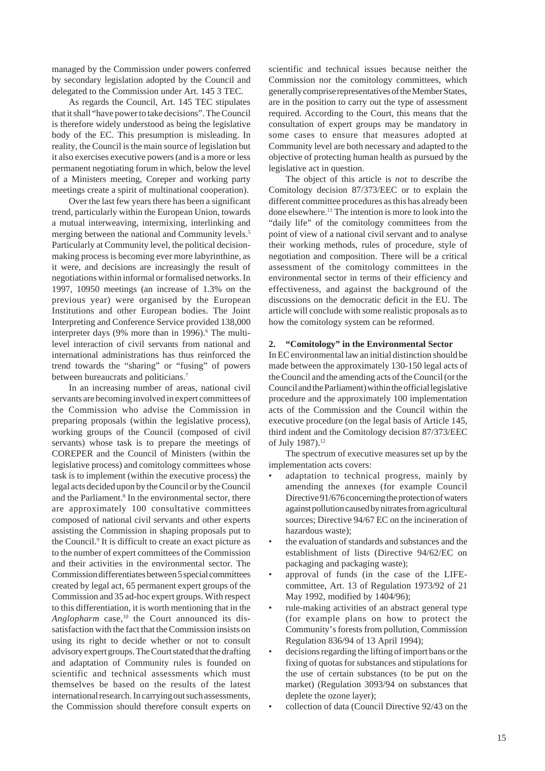managed by the Commission under powers conferred by secondary legislation adopted by the Council and delegated to the Commission under Art. 145 3 TEC.

As regards the Council, Art. 145 TEC stipulates that it shall "have power to take decisions". The Council is therefore widely understood as being the legislative body of the EC. This presumption is misleading. In reality, the Council is the main source of legislation but it also exercises executive powers (and is a more or less permanent negotiating forum in which, below the level of a Ministers meeting, Coreper and working party meetings create a spirit of multinational cooperation).

Over the last few years there has been a significant trend, particularly within the European Union, towards a mutual interweaving, intermixing, interlinking and merging between the national and Community levels.[5] Particularly at Community level, the political decision-making process is becoming ever more labyrinthine, as it were, and decisions are increasingly the result of negotiations within informal or formalised networks. In 1997, 10950 meetings (an increase of 1.3% on the previous year) were organised by the European Institutions and other European bodies. The Joint Interpreting and Conference Service provided 138,000 interpreter days (9% more than in 1996).[6] The multi-level interaction of civil servants from national and international administrations has thus reinforced the trend towards the "sharing" or "fusing" of powers between bureaucrats and politicians.[7]

In an increasing number of areas, national civil servants are becoming involved in expert committees of the Commission who advise the Commission in preparing proposals (within the legislative process), working groups of the Council (composed of civil servants) whose task is to prepare the meetings of COREPER and the Council of Ministers (within the legislative process) and comitology committees whose task is to implement (within the executive process) the legal acts decided upon by the Council or by the Council and the Parliament.[8] In the environmental sector, there are approximately 100 consultative committees composed of national civil servants and other experts assisting the Commission in shaping proposals put to the Council.[9] It is difficult to create an exact picture as to the number of expert committees of the Commission and their activities in the environmental sector. The Commission differentiates between 5 special committees created by legal act, 65 permanent expert groups of the Commission and 35 ad-hoc expert groups. With respect to this differentiation, it is worth mentioning that in the *Anglopharm* case,[10] the Court announced its dissatisfaction with the fact that the Commission insists on using its right to decide whether or not to consult advisory expert groups. The Court stated that the drafting and adaptation of Community rules is founded on scientific and technical assessments which must themselves be based on the results of the latest international research. In carrying out such assessments, the Commission should therefore consult experts on scientific and technical issues because neither the Commission nor the comitology committees, which generally comprise representatives of the Member States, are in the position to carry out the type of assessment required. According to the Court, this means that the consultation of expert groups may be mandatory in some cases to ensure that measures adopted at Community level are both necessary and adapted to the objective of protecting human health as pursued by the legislative act in question.

The object of this article is *not* to describe the Comitology decision 87/373/EEC or to explain the different committee procedures as this has already been done elsewhere.[11] The intention is more to look into the "daily life" of the comitology committees from the point of view of a national civil servant and to analyse their working methods, rules of procedure, style of negotiation and composition. There will be a critical assessment of the comitology committees in the environmental sector in terms of their efficiency and effectiveness, and against the background of the discussions on the democratic deficit in the EU. The article will conclude with some realistic proposals as to how the comitology system can be reformed.

## 2. "Comitology" in the Environmental Sector

In EC environmental law an initial distinction should be made between the approximately 130-150 legal acts of the Council and the amending acts of the Council (or the Council and the Parliament) within the official legislative procedure and the approximately 100 implementation acts of the Commission and the Council within the executive procedure (on the legal basis of Article 145, third indent and the Comitology decision 87/373/EEC of July 1987).[12]

The spectrum of executive measures set up by the implementation acts covers:

- adaptation to technical progress, mainly by amending the annexes (for example Council Directive 91/676 concerning the protection of waters against pollution caused by nitrates from agricultural sources; Directive 94/67 EC on the incineration of hazardous waste);
- the evaluation of standards and substances and the establishment of lists (Directive 94/62/EC on packaging and packaging waste);
- approval of funds (in the case of the LIFE-committee, Art. 13 of Regulation 1973/92 of 21 May 1992, modified by 1404/96);
- rule-making activities of an abstract general type (for example plans on how to protect the Community's forests from pollution, Commission Regulation 836/94 of 13 April 1994);
- decisions regarding the lifting of import bans or the fixing of quotas for substances and stipulations for the use of certain substances (to be put on the market) (Regulation 3093/94 on substances that deplete the ozone layer);
- collection of data (Council Directive 92/43 on the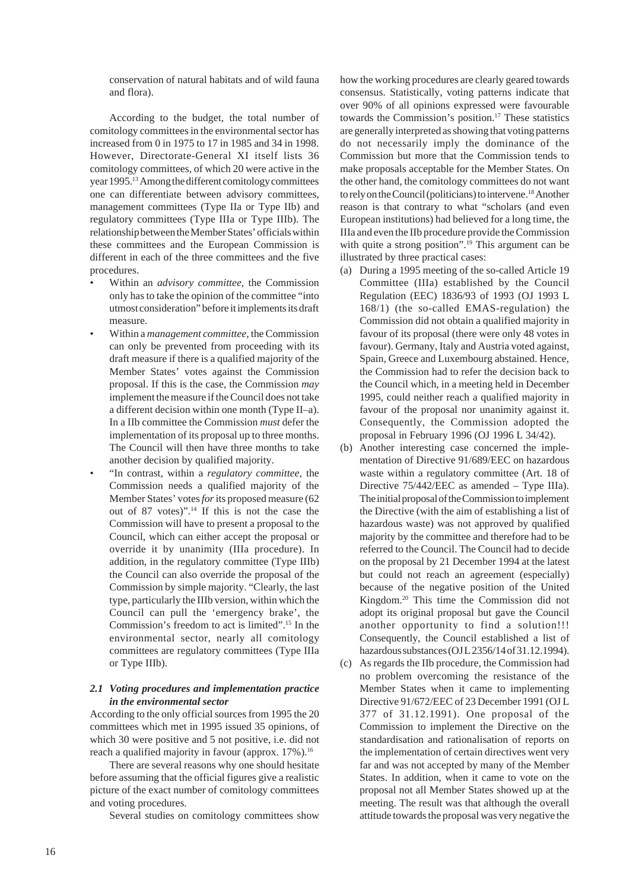conservation of natural habitats and of wild fauna and flora).

According to the budget, the total number of comitology committees in the environmental sector has increased from 0 in 1975 to 17 in 1985 and 34 in 1998. However, Directorate-General XI itself lists 36 comitology committees, of which 20 were active in the year 1995.[13] Among the different comitology committees one can differentiate between advisory committees, management committees (Type IIa or Type IIb) and regulatory committees (Type IIIa or Type IIIb). The relationship between the Member States' officials within these committees and the European Commission is different in each of the three committees and the five procedures.

- Within an *advisory committee*, the Commission only has to take the opinion of the committee "into utmost consideration" before it implements its draft measure.
- Within a *management committee*, the Commission can only be prevented from proceeding with its draft measure if there is a qualified majority of the Member States' votes against the Commission proposal. If this is the case, the Commission *may* implement the measure if the Council does not take a different decision within one month (Type II–a). In a IIb committee the Commission *must* defer the implementation of its proposal up to three months. The Council will then have three months to take another decision by qualified majority.
- "In contrast, within a *regulatory committee*, the Commission needs a qualified majority of the Member States' votes *for* its proposed measure (62 out of 87 votes)".[14] If this is not the case the Commission will have to present a proposal to the Council, which can either accept the proposal or override it by unanimity (IIIa procedure). In addition, in the regulatory committee (Type IIIb) the Council can also override the proposal of the Commission by simple majority. "Clearly, the last type, particularly the IIIb version, within which the Council can pull the 'emergency brake', the Commission's freedom to act is limited".[15] In the environmental sector, nearly all comitology committees are regulatory committees (Type IIIa or Type IIIb).

### 2.1 Voting procedures and implementation practice in the environmental sector

According to the only official sources from 1995 the 20 committees which met in 1995 issued 35 opinions, of which 30 were positive and 5 not positive, i.e. did not reach a qualified majority in favour (approx. 17%).[16]

There are several reasons why one should hesitate before assuming that the official figures give a realistic picture of the exact number of comitology committees and voting procedures.

Several studies on comitology committees show how the working procedures are clearly geared towards consensus. Statistically, voting patterns indicate that over 90% of all opinions expressed were favourable towards the Commission's position.[17] These statistics are generally interpreted as showing that voting patterns do not necessarily imply the dominance of the Commission but more that the Commission tends to make proposals acceptable for the Member States. On the other hand, the comitology committees do not want to rely on the Council (politicians) to intervene.[18] Another reason is that contrary to what "scholars (and even European institutions) had believed for a long time, the IIIa and even the IIb procedure provide the Commission with quite a strong position".[19] This argument can be illustrated by three practical cases:

(a) During a 1995 meeting of the so-called Article 19 Committee (IIIa) established by the Council Regulation (EEC) 1836/93 of 1993 (OJ 1993 L 168/1) (the so-called EMAS-regulation) the Commission did not obtain a qualified majority in favour of its proposal (there were only 48 votes in favour). Germany, Italy and Austria voted against, Spain, Greece and Luxembourg abstained. Hence, the Commission had to refer the decision back to the Council which, in a meeting held in December 1995, could neither reach a qualified majority in favour of the proposal nor unanimity against it. Consequently, the Commission adopted the proposal in February 1996 (OJ 1996 L 34/42).

(b) Another interesting case concerned the implementation of Directive 91/689/EEC on hazardous waste within a regulatory committee (Art. 18 of Directive 75/442/EEC as amended – Type IIIa). The initial proposal of the Commission to implement the Directive (with the aim of establishing a list of hazardous waste) was not approved by qualified majority by the committee and therefore had to be referred to the Council. The Council had to decide on the proposal by 21 December 1994 at the latest but could not reach an agreement (especially) because of the negative position of the United Kingdom.[20] This time the Commission did not adopt its original proposal but gave the Council another opportunity to find a solution!!! Consequently, the Council established a list of hazardous substances (OJ L 2356/14 of 31.12.1994).

(c) As regards the IIb procedure, the Commission had no problem overcoming the resistance of the Member States when it came to implementing Directive 91/672/EEC of 23 December 1991 (OJ L 377 of 31.12.1991). One proposal of the Commission to implement the Directive on the standardisation and rationalisation of reports on the implementation of certain directives went very far and was not accepted by many of the Member States. In addition, when it came to vote on the proposal not all Member States showed up at the meeting. The result was that although the overall attitude towards the proposal was very negative the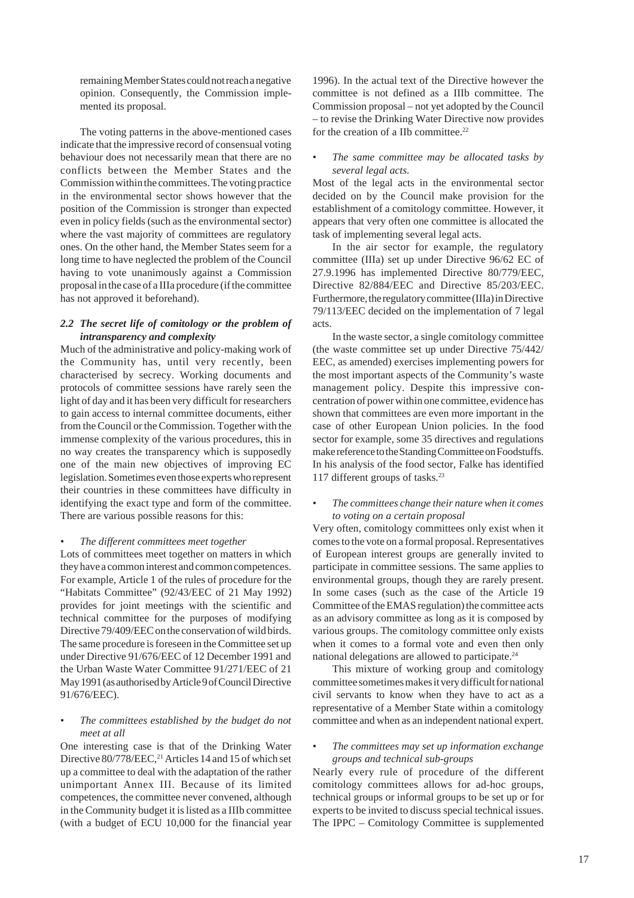remaining Member States could not reach a negative opinion. Consequently, the Commission implemented its proposal.

The voting patterns in the above-mentioned cases indicate that the impressive record of consensual voting behaviour does not necessarily mean that there are no conflicts between the Member States and the Commission within the committees. The voting practice in the environmental sector shows however that the position of the Commission is stronger than expected even in policy fields (such as the environmental sector) where the vast majority of committees are regulatory ones. On the other hand, the Member States seem for a long time to have neglected the problem of the Council having to vote unanimously against a Commission proposal in the case of a IIIa procedure (if the committee has not approved it beforehand).

### *2.2 The secret life of comitology or the problem of intransparency and complexity*

Much of the administrative and policy-making work of the Community has, until very recently, been characterised by secrecy. Working documents and protocols of committee sessions have rarely seen the light of day and it has been very difficult for researchers to gain access to internal committee documents, either from the Council or the Commission. Together with the immense complexity of the various procedures, this in no way creates the transparency which is supposedly one of the main new objectives of improving EC legislation. Sometimes even those experts who represent their countries in these committees have difficulty in identifying the exact type and form of the committee. There are various possible reasons for this:

- *The different committees meet together*

Lots of committees meet together on matters in which they have a common interest and common competences. For example, Article 1 of the rules of procedure for the "Habitats Committee" (92/43/EEC of 21 May 1992) provides for joint meetings with the scientific and technical committee for the purposes of modifying Directive 79/409/EEC on the conservation of wild birds. The same procedure is foreseen in the Committee set up under Directive 91/676/EEC of 12 December 1991 and the Urban Waste Water Committee 91/271/EEC of 21 May 1991 (as authorised by Article 9 of Council Directive 91/676/EEC).

- *The committees established by the budget do not meet at all*

One interesting case is that of the Drinking Water Directive 80/778/EEC,[21] Articles 14 and 15 of which set up a committee to deal with the adaptation of the rather unimportant Annex III. Because of its limited competences, the committee never convened, although in the Community budget it is listed as a IIIb committee (with a budget of ECU 10,000 for the financial year 1996). In the actual text of the Directive however the committee is not defined as a IIIb committee. The Commission proposal – not yet adopted by the Council – to revise the Drinking Water Directive now provides for the creation of a IIb committee.[22]

- *The same committee may be allocated tasks by several legal acts.*

Most of the legal acts in the environmental sector decided on by the Council make provision for the establishment of a comitology committee. However, it appears that very often one committee is allocated the task of implementing several legal acts.

In the air sector for example, the regulatory committee (IIIa) set up under Directive 96/62 EC of 27.9.1996 has implemented Directive 80/779/EEC, Directive 82/884/EEC and Directive 85/203/EEC. Furthermore, the regulatory committee (IIIa) in Directive 79/113/EEC decided on the implementation of 7 legal acts.

In the waste sector, a single comitology committee (the waste committee set up under Directive 75/442/EEC, as amended) exercises implementing powers for the most important aspects of the Community's waste management policy. Despite this impressive concentration of power within one committee, evidence has shown that committees are even more important in the case of other European Union policies. In the food sector for example, some 35 directives and regulations make reference to the Standing Committee on Foodstuffs. In his analysis of the food sector, Falke has identified 117 different groups of tasks.[23]

- *The committees change their nature when it comes to voting on a certain proposal*

Very often, comitology committees only exist when it comes to the vote on a formal proposal. Representatives of European interest groups are generally invited to participate in committee sessions. The same applies to environmental groups, though they are rarely present. In some cases (such as the case of the Article 19 Committee of the EMAS regulation) the committee acts as an advisory committee as long as it is composed by various groups. The comitology committee only exists when it comes to a formal vote and even then only national delegations are allowed to participate.[24]

This mixture of working group and comitology committee sometimes makes it very difficult for national civil servants to know when they have to act as a representative of a Member State within a comitology committee and when as an independent national expert.

- *The committees may set up information exchange groups and technical sub-groups*

Nearly every rule of procedure of the different comitology committees allows for ad-hoc groups, technical groups or informal groups to be set up or for experts to be invited to discuss special technical issues. The IPPC – Comitology Committee is supplemented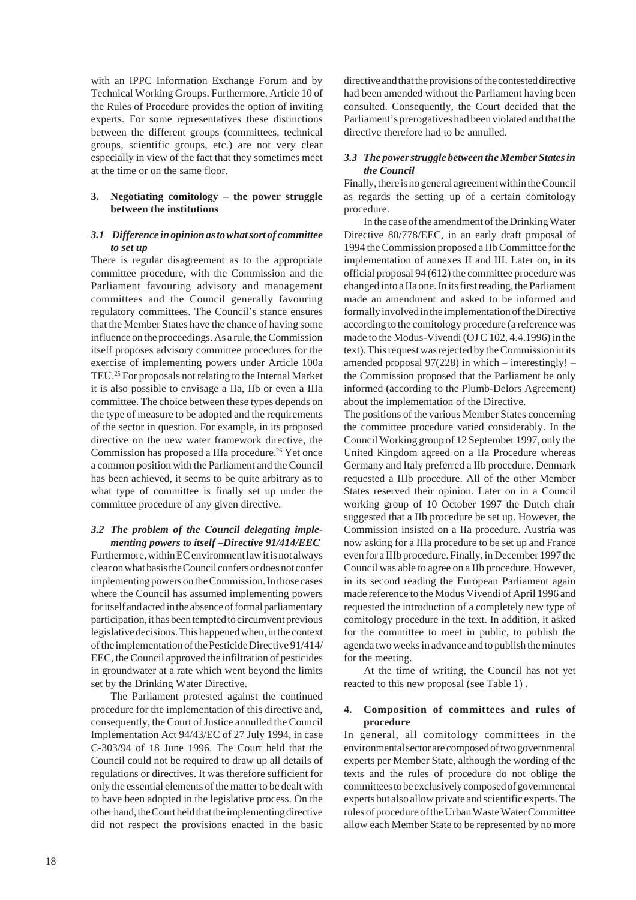with an IPPC Information Exchange Forum and by Technical Working Groups. Furthermore, Article 10 of the Rules of Procedure provides the option of inviting experts. For some representatives these distinctions between the different groups (committees, technical groups, scientific groups, etc.) are not very clear especially in view of the fact that they sometimes meet at the time or on the same floor.

## 3. Negotiating comitology – the power struggle between the institutions

### *3.1 Difference in opinion as to what sort of committee to set up*

There is regular disagreement as to the appropriate committee procedure, with the Commission and the Parliament favouring advisory and management committees and the Council generally favouring regulatory committees. The Council's stance ensures that the Member States have the chance of having some influence on the proceedings. As a rule, the Commission itself proposes advisory committee procedures for the exercise of implementing powers under Article 100a TEU.[25] For proposals not relating to the Internal Market it is also possible to envisage a IIa, IIb or even a IIIa committee. The choice between these types depends on the type of measure to be adopted and the requirements of the sector in question. For example, in its proposed directive on the new water framework directive, the Commission has proposed a IIIa procedure.[26] Yet once a common position with the Parliament and the Council has been achieved, it seems to be quite arbitrary as to what type of committee is finally set up under the committee procedure of any given directive.

### *3.2 The problem of the Council delegating implementing powers to itself –Directive 91/414/EEC*

Furthermore, within EC environment law it is not always clear on what basis the Council confers or does not confer implementing powers on the Commission. In those cases where the Council has assumed implementing powers for itself and acted in the absence of formal parliamentary participation, it has been tempted to circumvent previous legislative decisions. This happened when, in the context of the implementation of the Pesticide Directive 91/414/EEC, the Council approved the infiltration of pesticides in groundwater at a rate which went beyond the limits set by the Drinking Water Directive.

The Parliament protested against the continued procedure for the implementation of this directive and, consequently, the Court of Justice annulled the Council Implementation Act 94/43/EC of 27 July 1994, in case C-303/94 of 18 June 1996. The Court held that the Council could not be required to draw up all details of regulations or directives. It was therefore sufficient for only the essential elements of the matter to be dealt with to have been adopted in the legislative process. On the other hand, the Court held that the implementing directive did not respect the provisions enacted in the basic directive and that the provisions of the contested directive had been amended without the Parliament having been consulted. Consequently, the Court decided that the Parliament's prerogatives had been violated and that the directive therefore had to be annulled.

### *3.3 The power struggle between the Member States in the Council*

Finally, there is no general agreement within the Council as regards the setting up of a certain comitology procedure.

In the case of the amendment of the Drinking Water Directive 80/778/EEC, in an early draft proposal of 1994 the Commission proposed a IIb Committee for the implementation of annexes II and III. Later on, in its official proposal 94 (612) the committee procedure was changed into a IIa one. In its first reading, the Parliament made an amendment and asked to be informed and formally involved in the implementation of the Directive according to the comitology procedure (a reference was made to the Modus-Vivendi (OJ C 102, 4.4.1996) in the text). This request was rejected by the Commission in its amended proposal 97(228) in which – interestingly! – the Commission proposed that the Parliament be only informed (according to the Plumb-Delors Agreement) about the implementation of the Directive.

The positions of the various Member States concerning the committee procedure varied considerably. In the Council Working group of 12 September 1997, only the United Kingdom agreed on a IIa Procedure whereas Germany and Italy preferred a IIb procedure. Denmark requested a IIIb procedure. All of the other Member States reserved their opinion. Later on in a Council working group of 10 October 1997 the Dutch chair suggested that a IIb procedure be set up. However, the Commission insisted on a IIa procedure. Austria was now asking for a IIIa procedure to be set up and France even for a IIIb procedure. Finally, in December 1997 the Council was able to agree on a IIb procedure. However, in its second reading the European Parliament again made reference to the Modus Vivendi of April 1996 and requested the introduction of a completely new type of comitology procedure in the text. In addition, it asked for the committee to meet in public, to publish the agenda two weeks in advance and to publish the minutes for the meeting.

At the time of writing, the Council has not yet reacted to this new proposal (see Table 1) .

## 4. Composition of committees and rules of procedure

In general, all comitology committees in the environmental sector are composed of two governmental experts per Member State, although the wording of the texts and the rules of procedure do not oblige the committees to be exclusively composed of governmental experts but also allow private and scientific experts. The rules of procedure of the Urban Waste Water Committee allow each Member State to be represented by no more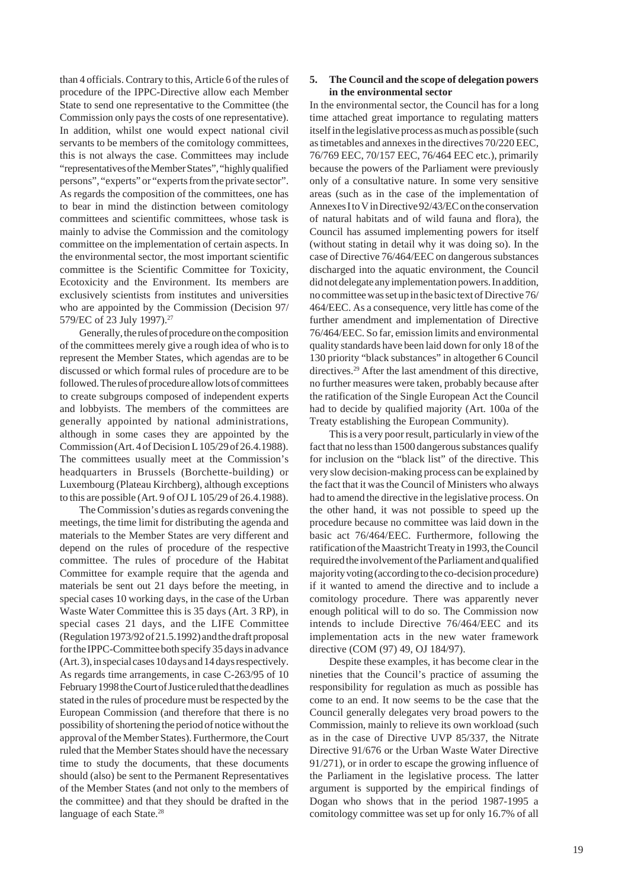than 4 officials. Contrary to this, Article 6 of the rules of procedure of the IPPC-Directive allow each Member State to send one representative to the Committee (the Commission only pays the costs of one representative). In addition, whilst one would expect national civil servants to be members of the comitology committees, this is not always the case. Committees may include "representatives of the Member States", "highly qualified persons", "experts" or "experts from the private sector". As regards the composition of the committees, one has to bear in mind the distinction between comitology committees and scientific committees, whose task is mainly to advise the Commission and the comitology committee on the implementation of certain aspects. In the environmental sector, the most important scientific committee is the Scientific Committee for Toxicity, Ecotoxicity and the Environment. Its members are exclusively scientists from institutes and universities who are appointed by the Commission (Decision 97/579/EC of 23 July 1997).[27]

Generally, the rules of procedure on the composition of the committees merely give a rough idea of who is to represent the Member States, which agendas are to be discussed or which formal rules of procedure are to be followed. The rules of procedure allow lots of committees to create subgroups composed of independent experts and lobbyists. The members of the committees are generally appointed by national administrations, although in some cases they are appointed by the Commission (Art. 4 of Decision L 105/29 of 26.4.1988). The committees usually meet at the Commission's headquarters in Brussels (Borchette-building) or Luxembourg (Plateau Kirchberg), although exceptions to this are possible (Art. 9 of OJ L 105/29 of 26.4.1988).

The Commission's duties as regards convening the meetings, the time limit for distributing the agenda and materials to the Member States are very different and depend on the rules of procedure of the respective committee. The rules of procedure of the Habitat Committee for example require that the agenda and materials be sent out 21 days before the meeting, in special cases 10 working days, in the case of the Urban Waste Water Committee this is 35 days (Art. 3 RP), in special cases 21 days, and the LIFE Committee (Regulation 1973/92 of 21.5.1992) and the draft proposal for the IPPC-Committee both specify 35 days in advance (Art. 3), in special cases 10 days and 14 days respectively. As regards time arrangements, in case C-263/95 of 10 February 1998 the Court of Justice ruled that the deadlines stated in the rules of procedure must be respected by the European Commission (and therefore that there is no possibility of shortening the period of notice without the approval of the Member States). Furthermore, the Court ruled that the Member States should have the necessary time to study the documents, that these documents should (also) be sent to the Permanent Representatives of the Member States (and not only to the members of the committee) and that they should be drafted in the language of each State.[28]

### 5. The Council and the scope of delegation powers in the environmental sector

In the environmental sector, the Council has for a long time attached great importance to regulating matters itself in the legislative process as much as possible (such as timetables and annexes in the directives 70/220 EEC, 76/769 EEC, 70/157 EEC, 76/464 EEC etc.), primarily because the powers of the Parliament were previously only of a consultative nature. In some very sensitive areas (such as in the case of the implementation of Annexes I to V in Directive 92/43/EC on the conservation of natural habitats and of wild fauna and flora), the Council has assumed implementing powers for itself (without stating in detail why it was doing so). In the case of Directive 76/464/EEC on dangerous substances discharged into the aquatic environment, the Council did not delegate any implementation powers. In addition, no committee was set up in the basic text of Directive 76/464/EEC. As a consequence, very little has come of the further amendment and implementation of Directive 76/464/EEC. So far, emission limits and environmental quality standards have been laid down for only 18 of the 130 priority "black substances" in altogether 6 Council directives.[29] After the last amendment of this directive, no further measures were taken, probably because after the ratification of the Single European Act the Council had to decide by qualified majority (Art. 100a of the Treaty establishing the European Community).

This is a very poor result, particularly in view of the fact that no less than 1500 dangerous substances qualify for inclusion on the "black list" of the directive. This very slow decision-making process can be explained by the fact that it was the Council of Ministers who always had to amend the directive in the legislative process. On the other hand, it was not possible to speed up the procedure because no committee was laid down in the basic act 76/464/EEC. Furthermore, following the ratification of the Maastricht Treaty in 1993, the Council required the involvement of the Parliament and qualified majority voting (according to the co-decision procedure) if it wanted to amend the directive and to include a comitology procedure. There was apparently never enough political will to do so. The Commission now intends to include Directive 76/464/EEC and its implementation acts in the new water framework directive (COM (97) 49, OJ 184/97).

Despite these examples, it has become clear in the nineties that the Council's practice of assuming the responsibility for regulation as much as possible has come to an end. It now seems to be the case that the Council generally delegates very broad powers to the Commission, mainly to relieve its own workload (such as in the case of Directive UVP 85/337, the Nitrate Directive 91/676 or the Urban Waste Water Directive 91/271), or in order to escape the growing influence of the Parliament in the legislative process. The latter argument is supported by the empirical findings of Dogan who shows that in the period 1987-1995 a comitology committee was set up for only 16.7% of all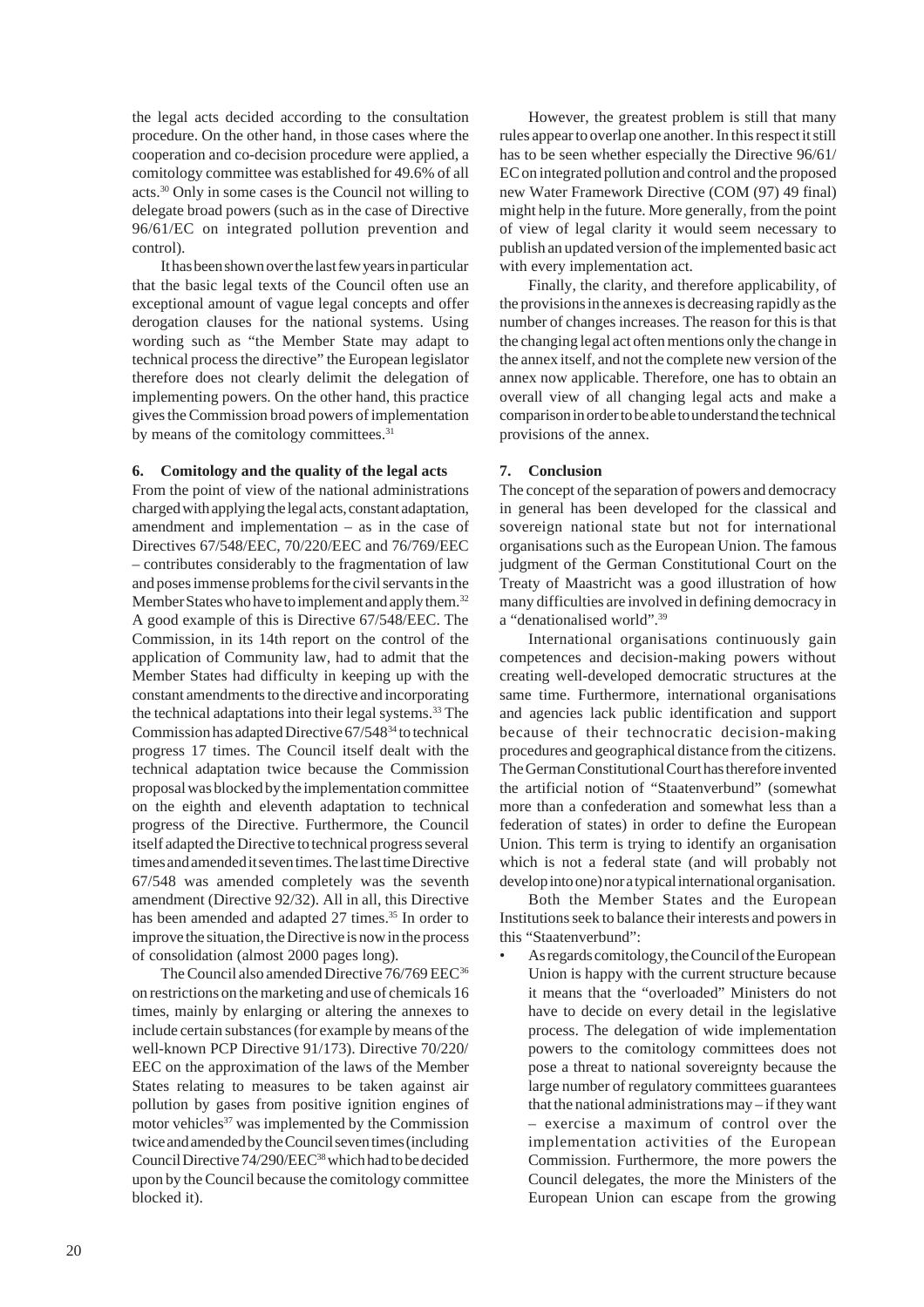the legal acts decided according to the consultation procedure. On the other hand, in those cases where the cooperation and co-decision procedure were applied, a comitology committee was established for 49.6% of all acts.[30] Only in some cases is the Council not willing to delegate broad powers (such as in the case of Directive 96/61/EC on integrated pollution prevention and control).

It has been shown over the last few years in particular that the basic legal texts of the Council often use an exceptional amount of vague legal concepts and offer derogation clauses for the national systems. Using wording such as "the Member State may adapt to technical process the directive" the European legislator therefore does not clearly delimit the delegation of implementing powers. On the other hand, this practice gives the Commission broad powers of implementation by means of the comitology committees.[31]

## 6. Comitology and the quality of the legal acts

From the point of view of the national administrations charged with applying the legal acts, constant adaptation, amendment and implementation – as in the case of Directives 67/548/EEC, 70/220/EEC and 76/769/EEC – contributes considerably to the fragmentation of law and poses immense problems for the civil servants in the Member States who have to implement and apply them.[32] A good example of this is Directive 67/548/EEC. The Commission, in its 14th report on the control of the application of Community law, had to admit that the Member States had difficulty in keeping up with the constant amendments to the directive and incorporating the technical adaptations into their legal systems.[33] The Commission has adapted Directive 67/548[34] to technical progress 17 times. The Council itself dealt with the technical adaptation twice because the Commission proposal was blocked by the implementation committee on the eighth and eleventh adaptation to technical progress of the Directive. Furthermore, the Council itself adapted the Directive to technical progress several times and amended it seven times. The last time Directive 67/548 was amended completely was the seventh amendment (Directive 92/32). All in all, this Directive has been amended and adapted 27 times.[35] In order to improve the situation, the Directive is now in the process of consolidation (almost 2000 pages long).

The Council also amended Directive 76/769 EEC[36] on restrictions on the marketing and use of chemicals 16 times, mainly by enlarging or altering the annexes to include certain substances (for example by means of the well-known PCP Directive 91/173). Directive 70/220/EEC on the approximation of the laws of the Member States relating to measures to be taken against air pollution by gases from positive ignition engines of motor vehicles[37] was implemented by the Commission twice and amended by the Council seven times (including Council Directive 74/290/EEC[38] which had to be decided upon by the Council because the comitology committee blocked it).

However, the greatest problem is still that many rules appear to overlap one another. In this respect it still has to be seen whether especially the Directive 96/61/EC on integrated pollution and control and the proposed new Water Framework Directive (COM (97) 49 final) might help in the future. More generally, from the point of view of legal clarity it would seem necessary to publish an updated version of the implemented basic act with every implementation act.

Finally, the clarity, and therefore applicability, of the provisions in the annexes is decreasing rapidly as the number of changes increases. The reason for this is that the changing legal act often mentions only the change in the annex itself, and not the complete new version of the annex now applicable. Therefore, one has to obtain an overall view of all changing legal acts and make a comparison in order to be able to understand the technical provisions of the annex.

## 7. Conclusion

The concept of the separation of powers and democracy in general has been developed for the classical and sovereign national state but not for international organisations such as the European Union. The famous judgment of the German Constitutional Court on the Treaty of Maastricht was a good illustration of how many difficulties are involved in defining democracy in a "denationalised world".[39]

International organisations continuously gain competences and decision-making powers without creating well-developed democratic structures at the same time. Furthermore, international organisations and agencies lack public identification and support because of their technocratic decision-making procedures and geographical distance from the citizens. The German Constitutional Court has therefore invented the artificial notion of "Staatenverbund" (somewhat more than a confederation and somewhat less than a federation of states) in order to define the European Union. This term is trying to identify an organisation which is not a federal state (and will probably not develop into one) nor a typical international organisation.

Both the Member States and the European Institutions seek to balance their interests and powers in this "Staatenverbund":

- As regards comitology, the Council of the European Union is happy with the current structure because it means that the "overloaded" Ministers do not have to decide on every detail in the legislative process. The delegation of wide implementation powers to the comitology committees does not pose a threat to national sovereignty because the large number of regulatory committees guarantees that the national administrations may – if they want – exercise a maximum of control over the implementation activities of the European Commission. Furthermore, the more powers the Council delegates, the more the Ministers of the European Union can escape from the growing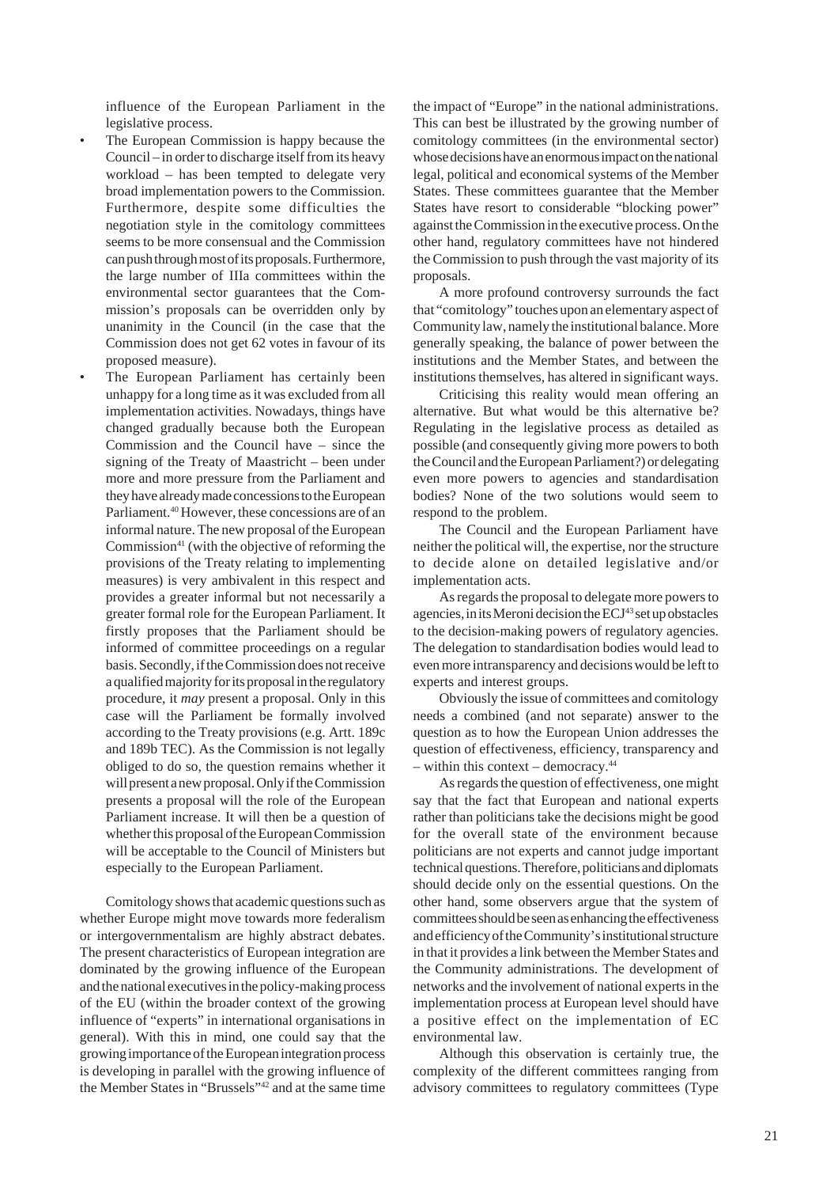influence of the European Parliament in the legislative process.

- The European Commission is happy because the Council – in order to discharge itself from its heavy workload – has been tempted to delegate very broad implementation powers to the Commission. Furthermore, despite some difficulties the negotiation style in the comitology committees seems to be more consensual and the Commission can push through most of its proposals. Furthermore, the large number of IIIa committees within the environmental sector guarantees that the Commission's proposals can be overridden only by unanimity in the Council (in the case that the Commission does not get 62 votes in favour of its proposed measure).
- The European Parliament has certainly been unhappy for a long time as it was excluded from all implementation activities. Nowadays, things have changed gradually because both the European Commission and the Council have – since the signing of the Treaty of Maastricht – been under more and more pressure from the Parliament and they have already made concessions to the European Parliament.[40] However, these concessions are of an informal nature. The new proposal of the European Commission[41] (with the objective of reforming the provisions of the Treaty relating to implementing measures) is very ambivalent in this respect and provides a greater informal but not necessarily a greater formal role for the European Parliament. It firstly proposes that the Parliament should be informed of committee proceedings on a regular basis. Secondly, if the Commission does not receive a qualified majority for its proposal in the regulatory procedure, it *may* present a proposal. Only in this case will the Parliament be formally involved according to the Treaty provisions (e.g. Artt. 189c and 189b TEC). As the Commission is not legally obliged to do so, the question remains whether it will present a new proposal. Only if the Commission presents a proposal will the role of the European Parliament increase. It will then be a question of whether this proposal of the European Commission will be acceptable to the Council of Ministers but especially to the European Parliament.

Comitology shows that academic questions such as whether Europe might move towards more federalism or intergovernmentalism are highly abstract debates. The present characteristics of European integration are dominated by the growing influence of the European and the national executives in the policy-making process of the EU (within the broader context of the growing influence of "experts" in international organisations in general). With this in mind, one could say that the growing importance of the European integration process is developing in parallel with the growing influence of the Member States in "Brussels"[42] and at the same time the impact of "Europe" in the national administrations. This can best be illustrated by the growing number of comitology committees (in the environmental sector) whose decisions have an enormous impact on the national legal, political and economical systems of the Member States. These committees guarantee that the Member States have resort to considerable "blocking power" against the Commission in the executive process. On the other hand, regulatory committees have not hindered the Commission to push through the vast majority of its proposals.

A more profound controversy surrounds the fact that "comitology" touches upon an elementary aspect of Community law, namely the institutional balance. More generally speaking, the balance of power between the institutions and the Member States, and between the institutions themselves, has altered in significant ways.

Criticising this reality would mean offering an alternative. But what would be this alternative be? Regulating in the legislative process as detailed as possible (and consequently giving more powers to both the Council and the European Parliament?) or delegating even more powers to agencies and standardisation bodies? None of the two solutions would seem to respond to the problem.

The Council and the European Parliament have neither the political will, the expertise, nor the structure to decide alone on detailed legislative and/or implementation acts.

As regards the proposal to delegate more powers to agencies, in its Meroni decision the ECJ[43] set up obstacles to the decision-making powers of regulatory agencies. The delegation to standardisation bodies would lead to even more intransparency and decisions would be left to experts and interest groups.

Obviously the issue of committees and comitology needs a combined (and not separate) answer to the question as to how the European Union addresses the question of effectiveness, efficiency, transparency and – within this context – democracy.[44]

As regards the question of effectiveness, one might say that the fact that European and national experts rather than politicians take the decisions might be good for the overall state of the environment because politicians are not experts and cannot judge important technical questions. Therefore, politicians and diplomats should decide only on the essential questions. On the other hand, some observers argue that the system of committees should be seen as enhancing the effectiveness and efficiency of the Community's institutional structure in that it provides a link between the Member States and the Community administrations. The development of networks and the involvement of national experts in the implementation process at European level should have a positive effect on the implementation of EC environmental law.

Although this observation is certainly true, the complexity of the different committees ranging from advisory committees to regulatory committees (Type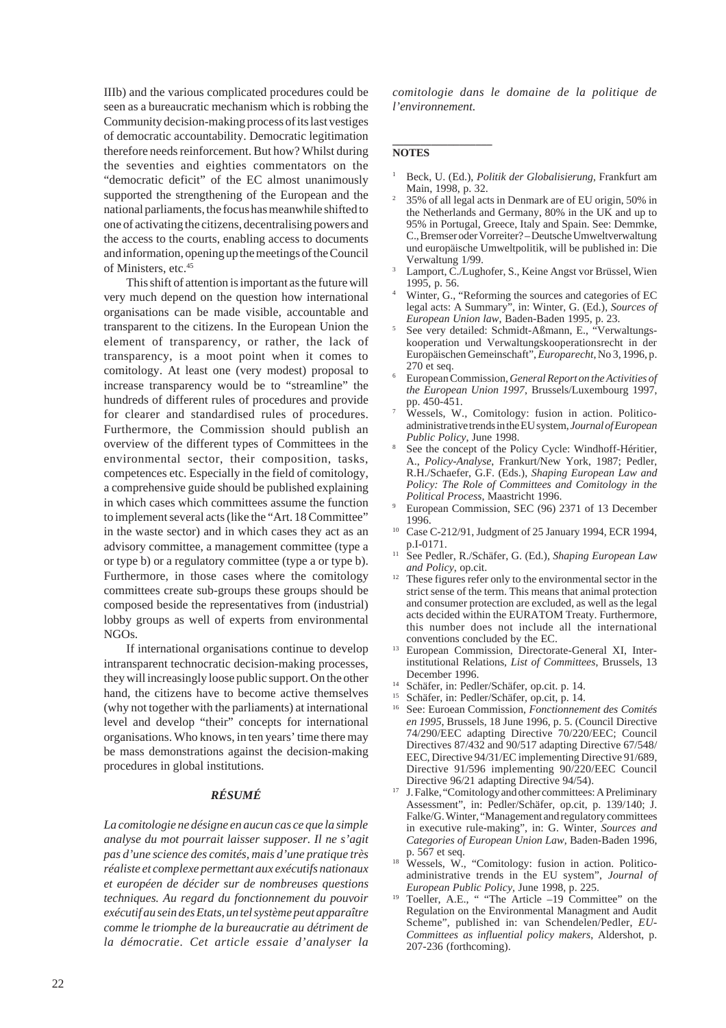IIIb) and the various complicated procedures could be seen as a bureaucratic mechanism which is robbing the Community decision-making process of its last vestiges of democratic accountability. Democratic legitimation therefore needs reinforcement. But how? Whilst during the seventies and eighties commentators on the "democratic deficit" of the EC almost unanimously supported the strengthening of the European and the national parliaments, the focus has meanwhile shifted to one of activating the citizens, decentralising powers and the access to the courts, enabling access to documents and information, opening up the meetings of the Council of Ministers, etc.[45]

This shift of attention is important as the future will very much depend on the question how international organisations can be made visible, accountable and transparent to the citizens. In the European Union the element of transparency, or rather, the lack of transparency, is a moot point when it comes to comitology. At least one (very modest) proposal to increase transparency would be to "streamline" the hundreds of different rules of procedures and provide for clearer and standardised rules of procedures. Furthermore, the Commission should publish an overview of the different types of Committees in the environmental sector, their composition, tasks, competences etc. Especially in the field of comitology, a comprehensive guide should be published explaining in which cases which committees assume the function to implement several acts (like the "Art. 18 Committee" in the waste sector) and in which cases they act as an advisory committee, a management committee (type a or type b) or a regulatory committee (type a or type b). Furthermore, in those cases where the comitology committees create sub-groups these groups should be composed beside the representatives from (industrial) lobby groups as well of experts from environmental NGOs.

If international organisations continue to develop intransparent technocratic decision-making processes, they will increasingly loose public support. On the other hand, the citizens have to become active themselves (why not together with the parliaments) at international level and develop "their" concepts for international organisations. Who knows, in ten years' time there may be mass demonstrations against the decision-making procedures in global institutions.

### *RÉSUMÉ*

*La comitologie ne désigne en aucun cas ce que la simple analyse du mot pourrait laisser supposer. Il ne s'agit pas d'une science des comités, mais d'une pratique très réaliste et complexe permettant aux exécutifs nationaux et européen de décider sur de nombreuses questions techniques. Au regard du fonctionnement du pouvoir exécutif au sein des Etats, un tel système peut apparaître comme le triomphe de la bureaucratie au détriment de la démocratie. Cet article essaie d'analyser la comitologie dans le domaine de la politique de l'environnement.*

## NOTES

1. Beck, U. (Ed.), *Politik der Globalisierung*, Frankfurt am Main, 1998, p. 32.
2. 35% of all legal acts in Denmark are of EU origin, 50% in the Netherlands and Germany, 80% in the UK and up to 95% in Portugal, Greece, Italy and Spain. See: Demmke, C., Bremser oder Vorreiter? – Deutsche Umweltverwaltung und europäische Umweltpolitik, will be published in: Die Verwaltung 1/99.
3. Lamport, C./Lughofer, S., Keine Angst vor Brüssel, Wien 1995, p. 56.
4. Winter, G., "Reforming the sources and categories of EC legal acts: A Summary", in: Winter, G. (Ed.), *Sources of European Union law*, Baden-Baden 1995, p. 23.
5. See very detailed: Schmidt-Aßmann, E., "Verwaltungskooperation und Verwaltungskooperationsrecht in der Europäischen Gemeinschaft", *Europarecht*, No 3, 1996, p. 270 et seq.
6. European Commission, *General Report on the Activities of the European Union 1997*, Brussels/Luxembourg 1997, pp. 450-451.
7. Wessels, W., Comitology: fusion in action. Politico-administrative trends in the EU system, *Journal of European Public Policy*, June 1998.
8. See the concept of the Policy Cycle: Windhoff-Héritier, A., *Policy-Analyse*, Frankurt/New York, 1987; Pedler, R.H./Schaefer, G.F. (Eds.), *Shaping European Law and Policy: The Role of Committees and Comitology in the Political Process*, Maastricht 1996.
9. European Commission, SEC (96) 2371 of 13 December 1996.
10. Case C-212/91, Judgment of 25 January 1994, ECR 1994, p.I-0171.
11. See Pedler, R./Schäfer, G. (Ed.), *Shaping European Law and Policy*, op.cit.
12. These figures refer only to the environmental sector in the strict sense of the term. This means that animal protection and consumer protection are excluded, as well as the legal acts decided within the EURATOM Treaty. Furthermore, this number does not include all the international conventions concluded by the EC.
13. European Commission, Directorate-General XI, Interinstitutional Relations, *List of Committees*, Brussels, 13 December 1996.
14. Schäfer, in: Pedler/Schäfer, op.cit. p. 14.
15. Schäfer, in: Pedler/Schäfer, op.cit, p. 14.
16. See: Euroean Commission, *Fonctionnement des Comités en 1995*, Brussels, 18 June 1996, p. 5. (Council Directive 74/290/EEC adapting Directive 70/220/EEC; Council Directives 87/432 and 90/517 adapting Directive 67/548/EEC, Directive 94/31/EC implementing Directive 91/689, Directive 91/596 implementing 90/220/EEC Council Directive 96/21 adapting Directive 94/54).
17. J. Falke, "Comitology and other committees: A Preliminary Assessment", in: Pedler/Schäfer, op.cit, p. 139/140; J. Falke/G. Winter, "Management and regulatory committees in executive rule-making", in: G. Winter, *Sources and Categories of European Union Law*, Baden-Baden 1996, p. 567 et seq.
18. Wessels, W., "Comitology: fusion in action. Politico-administrative trends in the EU system", *Journal of European Public Policy*, June 1998, p. 225.
19. Toeller, A.E., " "The Article –19 Committee" on the Regulation on the Environmental Managment and Audit Scheme", published in: van Schendelen/Pedler, *EU-Committees as influential policy makers*, Aldershot, p. 207-236 (forthcoming).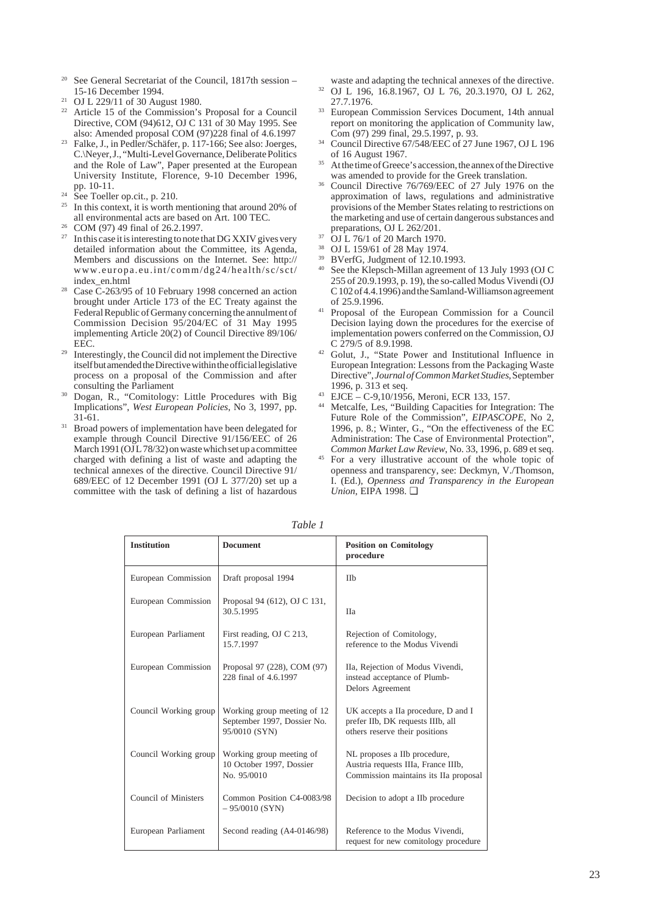[20] See General Secretariat of the Council, 1817th session – 15-16 December 1994.

[21] OJ L 229/11 of 30 August 1980.

[22] Article 15 of the Commission's Proposal for a Council Directive, COM (94)612, OJ C 131 of 30 May 1995. See also: Amended proposal COM (97)228 final of 4.6.1997

[23] Falke, J., in Pedler/Schäfer, p. 117-166; See also: Joerges, C.\Neyer, J., "Multi-Level Governance, Deliberate Politics and the Role of Law", Paper presented at the European University Institute, Florence, 9-10 December 1996, pp. 10-11.

[24] See Toeller op.cit., p. 210.

[25] In this context, it is worth mentioning that around 20% of all environmental acts are based on Art. 100 TEC.

[26] COM (97) 49 final of 26.2.1997.

[27] In this case it is interesting to note that DG XXIV gives very detailed information about the Committee, its Agenda, Members and discussions on the Internet. See: http://www.europa.eu.int/comm/dg24/health/sc/sct/index_en.html

[28] Case C-263/95 of 10 February 1998 concerned an action brought under Article 173 of the EC Treaty against the Federal Republic of Germany concerning the annulment of Commission Decision 95/204/EC of 31 May 1995 implementing Article 20(2) of Council Directive 89/106/EEC.

[29] Interestingly, the Council did not implement the Directive itself but amended the Directive within the official legislative process on a proposal of the Commission and after consulting the Parliament

[30] Dogan, R., "Comitology: Little Procedures with Big Implications", *West European Policies*, No 3, 1997, pp. 31-61.

[31] Broad powers of implementation have been delegated for example through Council Directive 91/156/EEC of 26 March 1991 (OJ L 78/32) on waste which set up a committee charged with defining a list of waste and adapting the technical annexes of the directive. Council Directive 91/689/EEC of 12 December 1991 (OJ L 377/20) set up a committee with the task of defining a list of hazardous waste and adapting the technical annexes of the directive.

[32] OJ L 196, 16.8.1967, OJ L 76, 20.3.1970, OJ L 262, 27.7.1976.

[33] European Commission Services Document, 14th annual report on monitoring the application of Community law, Com (97) 299 final, 29.5.1997, p. 93.

[34] Council Directive 67/548/EEC of 27 June 1967, OJ L 196 of 16 August 1967.

[35] At the time of Greece's accession, the annex of the Directive was amended to provide for the Greek translation.

[36] Council Directive 76/769/EEC of 27 July 1976 on the approximation of laws, regulations and administrative provisions of the Member States relating to restrictions on the marketing and use of certain dangerous substances and preparations, OJ L 262/201.

[37] OJ L 76/1 of 20 March 1970.

[38] OJ L 159/61 of 28 May 1974.

[39] BVerfG, Judgment of 12.10.1993.

[40] See the Klepsch-Millan agreement of 13 July 1993 (OJ C 255 of 20.9.1993, p. 19), the so-called Modus Vivendi (OJ C 102 of 4.4.1996) and the Samland-Williamson agreement of 25.9.1996.

[41] Proposal of the European Commission for a Council Decision laying down the procedures for the exercise of implementation powers conferred on the Commission, OJ C 279/5 of 8.9.1998.

[42] Golut, J., "State Power and Institutional Influence in European Integration: Lessons from the Packaging Waste Directive", *Journal of Common Market Studies*, September 1996, p. 313 et seq.

[43] EJCE – C-9,10/1956, Meroni, ECR 133, 157.

[44] Metcalfe, Les, "Building Capacities for Integration: The Future Role of the Commission", *EIPASCOPE*, No 2, 1996, p. 8.; Winter, G., "On the effectiveness of the EC Administration: The Case of Environmental Protection", *Common Market Law Review*, No. 33, 1996, p. 689 et seq.

[45] For a very illustrative account of the whole topic of openness and transparency, see: Deckmyn, V./Thomson, I. (Ed.), *Openness and Transparency in the European Union*, EIPA 1998. ❑

*Table 1*

| Institution | Document | Position on Comitology procedure |
|---|---|---|
| European Commission | Draft proposal 1994 | IIb |
| European Commission | Proposal 94 (612), OJ C 131, 30.5.1995 | IIa |
| European Parliament | First reading, OJ C 213, 15.7.1997 | Rejection of Comitology, reference to the Modus Vivendi |
| European Commission | Proposal 97 (228), COM (97) 228 final of 4.6.1997 | IIa, Rejection of Modus Vivendi, instead acceptance of Plumb-Delors Agreement |
| Council Working group | Working group meeting of 12 September 1997, Dossier No. 95/0010 (SYN) | UK accepts a IIa procedure, D and I prefer IIb, DK requests IIIb, all others reserve their positions |
| Council Working group | Working group meeting of 10 October 1997, Dossier No. 95/0010 | NL proposes a IIb procedure, Austria requests IIIa, France IIIb, Commission maintains its IIa proposal |
| Council of Ministers | Common Position C4-0083/98 – 95/0010 (SYN) | Decision to adopt a IIb procedure |
| European Parliament | Second reading (A4-0146/98) | Reference to the Modus Vivendi, request for new comitology procedure |